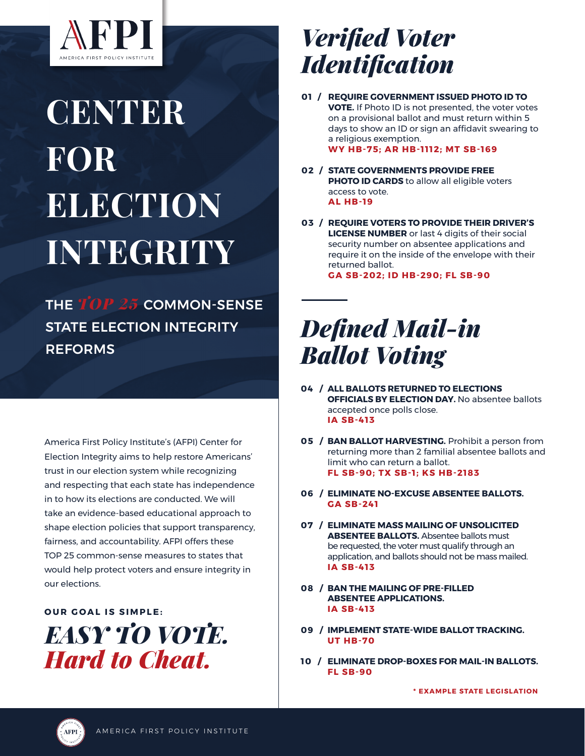AFPI

AMERICA FIRST POLICY INSTITUTE

# CENTER FOR ELECTION INTEGRITY

## THE *TOP 25* COMMON-SENSE STATE ELECTION INTEGRITY REFORMS

America First Policy Institute's (AFPI) Center for Election Integrity aims to help restore Americans' trust in our election system while recognizing and respecting that each state has independence in to how its elections are conducted. We will take an evidence-based educational approach to shape election policies that support transparency, fairness, and accountability. AFPI offers these TOP 25 common-sense measures to states that would help protect voters and ensure integrity in our elections.

**OUR GOAL IS SIMPLE:**

***EASY TO VOTE. Hard to Cheat.***

## *Verified Voter Identification*

**01 / REQUIRE GOVERNMENT ISSUED PHOTO ID TO VOTE.** If Photo ID is not presented, the voter votes on a provisional ballot and must return within 5 days to show an ID or sign an affidavit swearing to a religious exemption.
**WY HB-75; AR HB-1112; MT SB-169**

**02 / STATE GOVERNMENTS PROVIDE FREE PHOTO ID CARDS** to allow all eligible voters access to vote.
**AL HB-19**

**03 / REQUIRE VOTERS TO PROVIDE THEIR DRIVER'S LICENSE NUMBER** or last 4 digits of their social security number on absentee applications and require it on the inside of the envelope with their returned ballot.
**GA SB-202; ID HB-290; FL SB-90**

## *Defined Mail-in Ballot Voting*

**04 / ALL BALLOTS RETURNED TO ELECTIONS OFFICIALS BY ELECTION DAY.** No absentee ballots accepted once polls close.
**IA SB-413**

**05 / BAN BALLOT HARVESTING.** Prohibit a person from returning more than 2 familial absentee ballots and limit who can return a ballot.
**FL SB-90; TX SB-1; KS HB-2183**

**06 / ELIMINATE NO-EXCUSE ABSENTEE BALLOTS.**
**GA SB-241**

**07 / ELIMINATE MASS MAILING OF UNSOLICITED ABSENTEE BALLOTS.** Absentee ballots must be requested, the voter must qualify through an application, and ballots should not be mass mailed.
**IA SB-413**

**08 / BAN THE MAILING OF PRE-FILLED ABSENTEE APPLICATIONS.**
**IA SB-413**

**09 / IMPLEMENT STATE-WIDE BALLOT TRACKING.**
**UT HB-70**

**10 / ELIMINATE DROP-BOXES FOR MAIL-IN BALLOTS.**
**FL SB-90**

**\* EXAMPLE STATE LEGISLATION**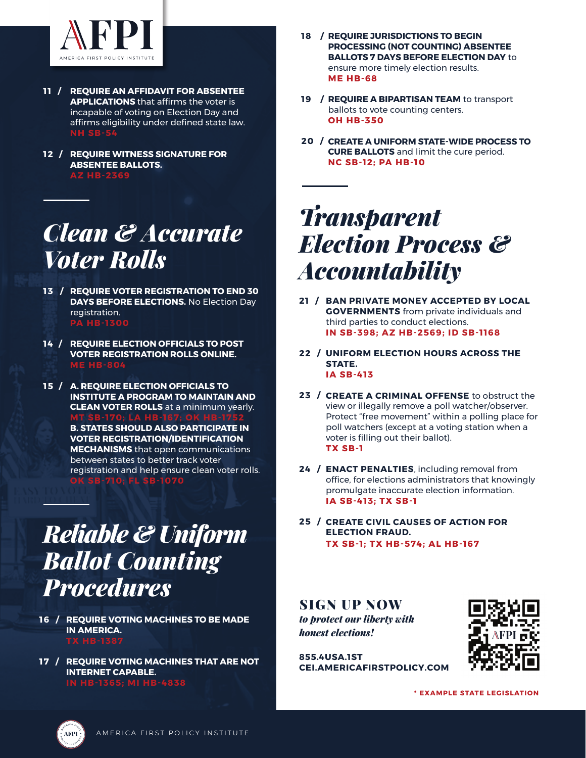11 / **REQUIRE AN AFFIDAVIT FOR ABSENTEE APPLICATIONS** that affirms the voter is incapable of voting on Election Day and affirms eligibility under defined state law.
**NH SB-54**

12 / **REQUIRE WITNESS SIGNATURE FOR ABSENTEE BALLOTS.**
**AZ HB-2369**

## *Clean & Accurate Voter Rolls*

13 / **REQUIRE VOTER REGISTRATION TO END 30 DAYS BEFORE ELECTIONS.** No Election Day registration.
**PA HB-1300**

14 / **REQUIRE ELECTION OFFICIALS TO POST VOTER REGISTRATION ROLLS ONLINE.**
**ME HB-804**

15 / **A. REQUIRE ELECTION OFFICIALS TO INSTITUTE A PROGRAM TO MAINTAIN AND CLEAN VOTER ROLLS** at a minimum yearly.
**MT SB-170; LA HB-167; OK HB-1752**
**B. STATES SHOULD ALSO PARTICIPATE IN VOTER REGISTRATION/IDENTIFICATION MECHANISMS** that open communications between states to better track voter registration and help ensure clean voter rolls.
**OK SB-710; FL SB-1070**

## *Reliable & Uniform Ballot Counting Procedures*

16 / **REQUIRE VOTING MACHINES TO BE MADE IN AMERICA.**
**TX HB-1387**

17 / **REQUIRE VOTING MACHINES THAT ARE NOT INTERNET CAPABLE.**
**IN HB-1365; MI HB-4838**

18 / **REQUIRE JURISDICTIONS TO BEGIN PROCESSING (NOT COUNTING) ABSENTEE BALLOTS 7 DAYS BEFORE ELECTION DAY** to ensure more timely election results.
**ME HB-68**

19 / **REQUIRE A BIPARTISAN TEAM** to transport ballots to vote counting centers.
**OH HB-350**

20 / **CREATE A UNIFORM STATE-WIDE PROCESS TO CURE BALLOTS** and limit the cure period.
**NC SB-12; PA HB-10**

## *Transparent Election Process & Accountability*

21 / **BAN PRIVATE MONEY ACCEPTED BY LOCAL GOVERNMENTS** from private individuals and third parties to conduct elections.
**IN SB-398; AZ HB-2569; ID SB-1168**

22 / **UNIFORM ELECTION HOURS ACROSS THE STATE.**
**IA SB-413**

23 / **CREATE A CRIMINAL OFFENSE** to obstruct the view or illegally remove a poll watcher/observer. Protect "free movement" within a polling place for poll watchers (except at a voting station when a voter is filling out their ballot).
**TX SB-1**

24 / **ENACT PENALTIES**, including removal from office, for elections administrators that knowingly promulgate inaccurate election information.
**IA SB-413; TX SB-1**

25 / **CREATE CIVIL CAUSES OF ACTION FOR ELECTION FRAUD.**
**TX SB-1; TX HB-574; AL HB-167**

**SIGN UP NOW**
*to protect our liberty with honest elections!*

**855.4USA.1ST**
**CEI.AMERICAFIRSTPOLICY.COM**

**\* EXAMPLE STATE LEGISLATION**